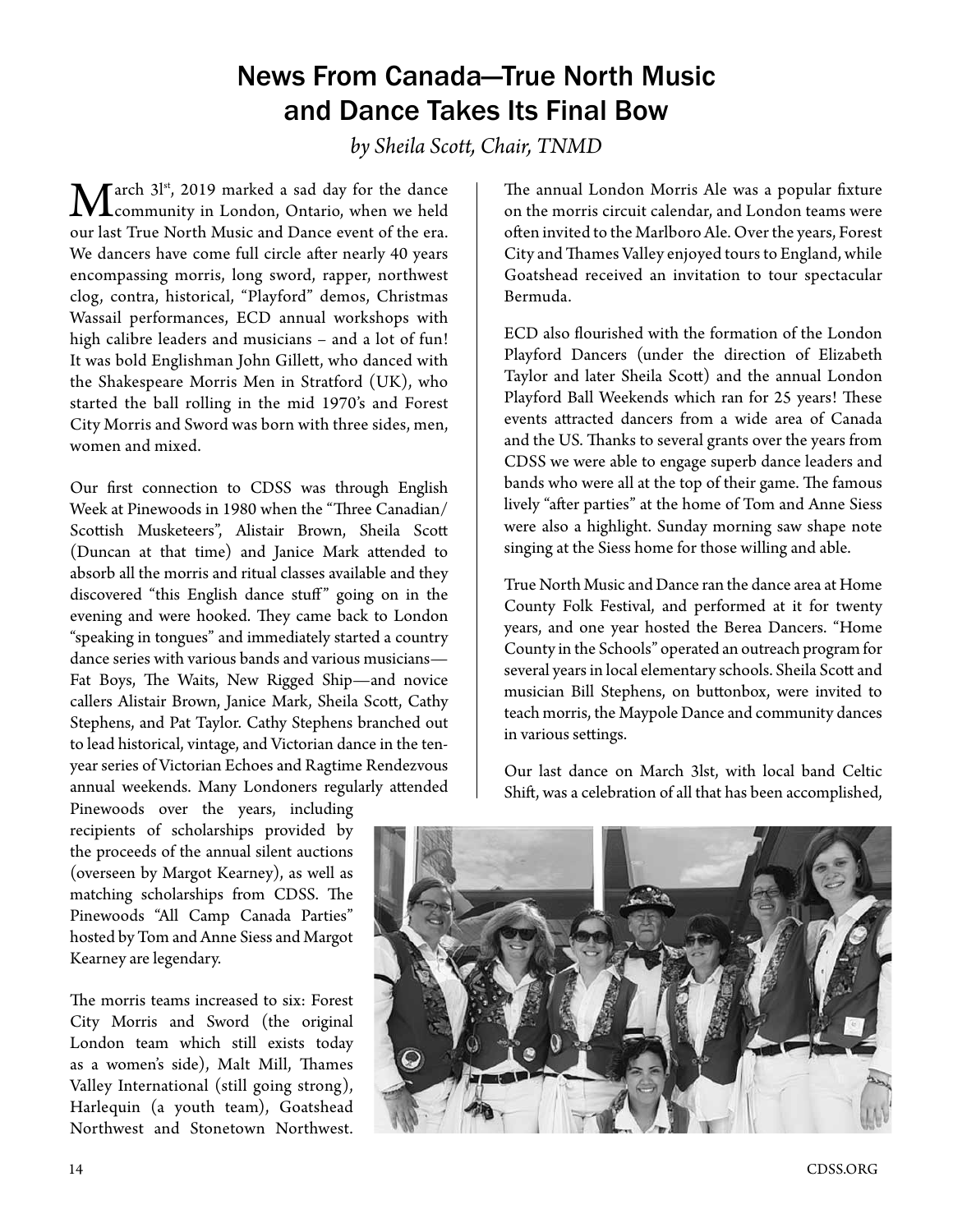# News From Canada—True North Music and Dance Takes Its Final Bow

*by Sheila Scott, Chair, TNMD*

March 3l[st], 2019 marked a sad day for the dance community in London, Ontario, when we held our last True North Music and Dance event of the era. We dancers have come full circle after nearly 40 years encompassing morris, long sword, rapper, northwest clog, contra, historical, "Playford" demos, Christmas Wassail performances, ECD annual workshops with high calibre leaders and musicians – and a lot of fun! It was bold Englishman John Gillett, who danced with the Shakespeare Morris Men in Stratford (UK), who started the ball rolling in the mid 1970's and Forest City Morris and Sword was born with three sides, men, women and mixed.

Our first connection to CDSS was through English Week at Pinewoods in 1980 when the "Three Canadian/ Scottish Musketeers", Alistair Brown, Sheila Scott (Duncan at that time) and Janice Mark attended to absorb all the morris and ritual classes available and they discovered "this English dance stuff" going on in the evening and were hooked. They came back to London "speaking in tongues" and immediately started a country dance series with various bands and various musicians—Fat Boys, The Waits, New Rigged Ship—and novice callers Alistair Brown, Janice Mark, Sheila Scott, Cathy Stephens, and Pat Taylor. Cathy Stephens branched out to lead historical, vintage, and Victorian dance in the ten-year series of Victorian Echoes and Ragtime Rendezvous annual weekends. Many Londoners regularly attended Pinewoods over the years, including recipients of scholarships provided by the proceeds of the annual silent auctions (overseen by Margot Kearney), as well as matching scholarships from CDSS. The Pinewoods "All Camp Canada Parties" hosted by Tom and Anne Siess and Margot Kearney are legendary.

The morris teams increased to six: Forest City Morris and Sword (the original London team which still exists today as a women's side), Malt Mill, Thames Valley International (still going strong), Harlequin (a youth team), Goatshead Northwest and Stonetown Northwest. The annual London Morris Ale was a popular fixture on the morris circuit calendar, and London teams were often invited to the Marlboro Ale. Over the years, Forest City and Thames Valley enjoyed tours to England, while Goatshead received an invitation to tour spectacular Bermuda.

ECD also flourished with the formation of the London Playford Dancers (under the direction of Elizabeth Taylor and later Sheila Scott) and the annual London Playford Ball Weekends which ran for 25 years! These events attracted dancers from a wide area of Canada and the US. Thanks to several grants over the years from CDSS we were able to engage superb dance leaders and bands who were all at the top of their game. The famous lively "after parties" at the home of Tom and Anne Siess were also a highlight. Sunday morning saw shape note singing at the Siess home for those willing and able.

True North Music and Dance ran the dance area at Home County Folk Festival, and performed at it for twenty years, and one year hosted the Berea Dancers. "Home County in the Schools" operated an outreach program for several years in local elementary schools. Sheila Scott and musician Bill Stephens, on buttonbox, were invited to teach morris, the Maypole Dance and community dances in various settings.

Our last dance on March 3lst, with local band Celtic Shift, was a celebration of all that has been accomplished,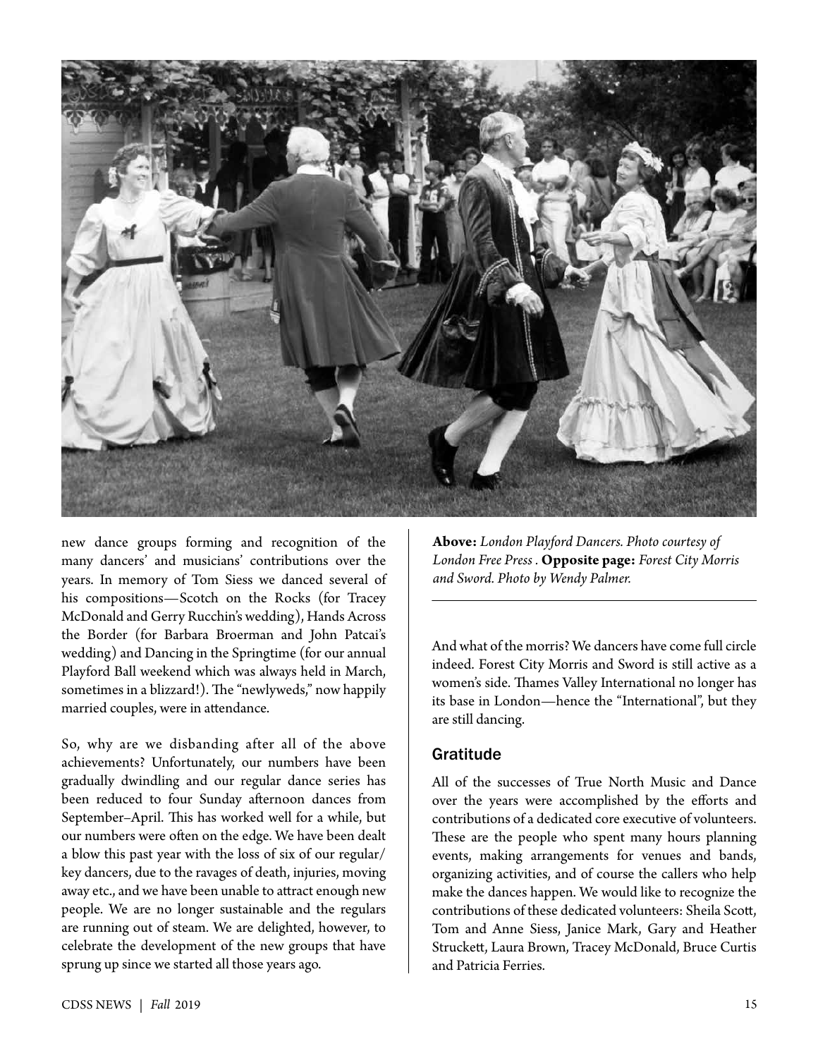new dance groups forming and recognition of the many dancers' and musicians' contributions over the years. In memory of Tom Siess we danced several of his compositions—Scotch on the Rocks (for Tracey McDonald and Gerry Rucchin's wedding), Hands Across the Border (for Barbara Broerman and John Patcai's wedding) and Dancing in the Springtime (for our annual Playford Ball weekend which was always held in March, sometimes in a blizzard!). The "newlyweds," now happily married couples, were in attendance.

So, why are we disbanding after all of the above achievements? Unfortunately, our numbers have been gradually dwindling and our regular dance series has been reduced to four Sunday afternoon dances from September–April. This has worked well for a while, but our numbers were often on the edge. We have been dealt a blow this past year with the loss of six of our regular/key dancers, due to the ravages of death, injuries, moving away etc., and we have been unable to attract enough new people. We are no longer sustainable and the regulars are running out of steam. We are delighted, however, to celebrate the development of the new groups that have sprung up since we started all those years ago.

**Above:** *London Playford Dancers. Photo courtesy of London Free Press .* **Opposite page:** *Forest City Morris and Sword. Photo by Wendy Palmer.*

And what of the morris? We dancers have come full circle indeed. Forest City Morris and Sword is still active as a women's side. Thames Valley International no longer has its base in London—hence the "International", but they are still dancing.

## Gratitude

All of the successes of True North Music and Dance over the years were accomplished by the efforts and contributions of a dedicated core executive of volunteers. These are the people who spent many hours planning events, making arrangements for venues and bands, organizing activities, and of course the callers who help make the dances happen. We would like to recognize the contributions of these dedicated volunteers: Sheila Scott, Tom and Anne Siess, Janice Mark, Gary and Heather Struckett, Laura Brown, Tracey McDonald, Bruce Curtis and Patricia Ferries.